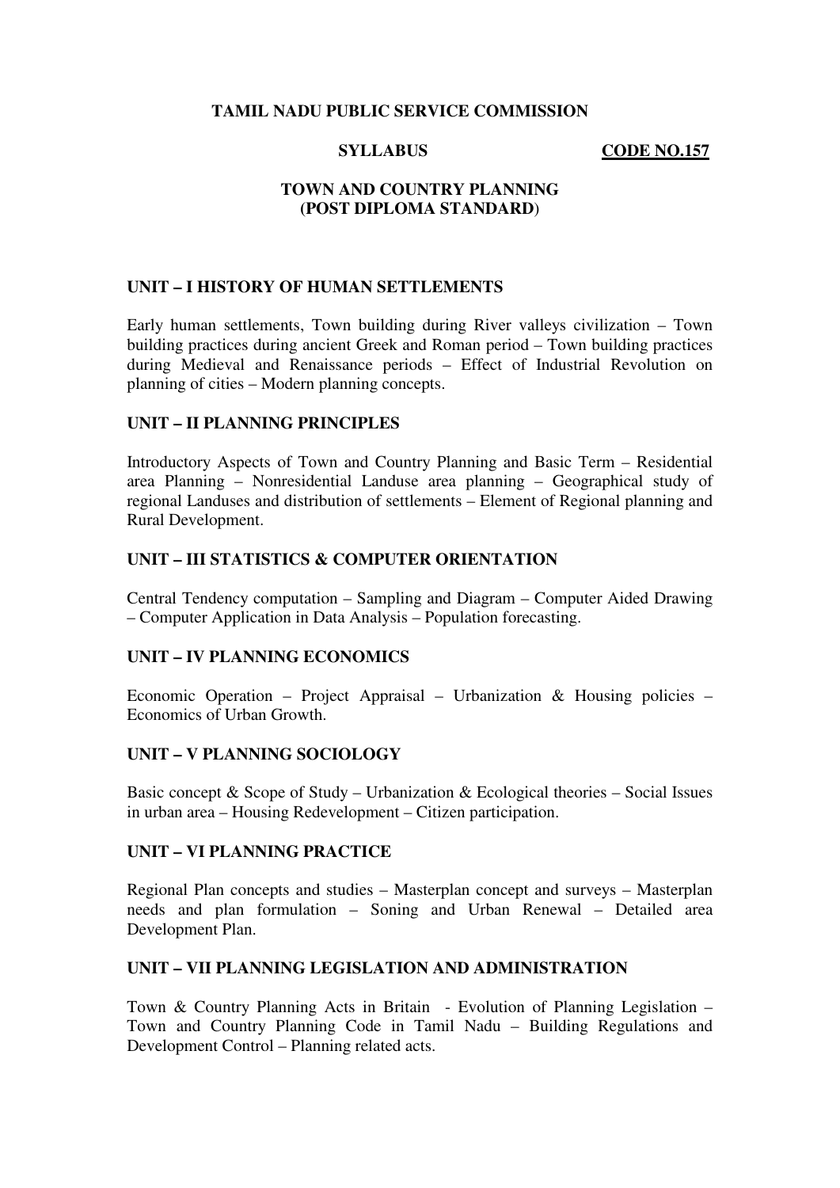**TAMIL NADU PUBLIC SERVICE COMMISSION**

**SYLLABUS** **CODE NO.157**

# TOWN AND COUNTRY PLANNING (POST DIPLOMA STANDARD)

## UNIT – I HISTORY OF HUMAN SETTLEMENTS

Early human settlements, Town building during River valleys civilization – Town building practices during ancient Greek and Roman period – Town building practices during Medieval and Renaissance periods – Effect of Industrial Revolution on planning of cities – Modern planning concepts.

## UNIT – II PLANNING PRINCIPLES

Introductory Aspects of Town and Country Planning and Basic Term – Residential area Planning – Nonresidential Landuse area planning – Geographical study of regional Landuses and distribution of settlements – Element of Regional planning and Rural Development.

## UNIT – III STATISTICS & COMPUTER ORIENTATION

Central Tendency computation – Sampling and Diagram – Computer Aided Drawing – Computer Application in Data Analysis – Population forecasting.

## UNIT – IV PLANNING ECONOMICS

Economic Operation – Project Appraisal – Urbanization & Housing policies – Economics of Urban Growth.

## UNIT – V PLANNING SOCIOLOGY

Basic concept & Scope of Study – Urbanization & Ecological theories – Social Issues in urban area – Housing Redevelopment – Citizen participation.

## UNIT – VI PLANNING PRACTICE

Regional Plan concepts and studies – Masterplan concept and surveys – Masterplan needs and plan formulation – Soning and Urban Renewal – Detailed area Development Plan.

## UNIT – VII PLANNING LEGISLATION AND ADMINISTRATION

Town & Country Planning Acts in Britain - Evolution of Planning Legislation – Town and Country Planning Code in Tamil Nadu – Building Regulations and Development Control – Planning related acts.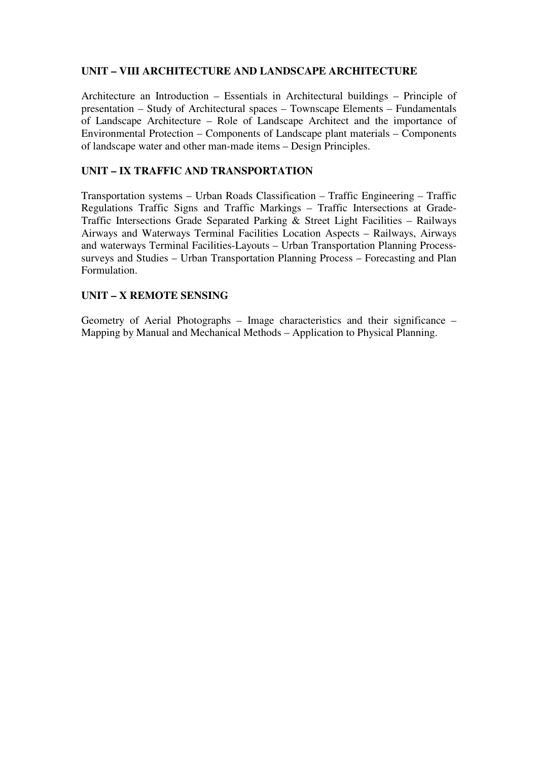## UNIT – VIII ARCHITECTURE AND LANDSCAPE ARCHITECTURE

Architecture an Introduction – Essentials in Architectural buildings – Principle of presentation – Study of Architectural spaces – Townscape Elements – Fundamentals of Landscape Architecture – Role of Landscape Architect and the importance of Environmental Protection – Components of Landscape plant materials – Components of landscape water and other man-made items – Design Principles.

## UNIT – IX TRAFFIC AND TRANSPORTATION

Transportation systems – Urban Roads Classification – Traffic Engineering – Traffic Regulations Traffic Signs and Traffic Markings – Traffic Intersections at Grade-Traffic Intersections Grade Separated Parking & Street Light Facilities – Railways Airways and Waterways Terminal Facilities Location Aspects – Railways, Airways and waterways Terminal Facilities-Layouts – Urban Transportation Planning Process-surveys and Studies – Urban Transportation Planning Process – Forecasting and Plan Formulation.

## UNIT – X REMOTE SENSING

Geometry of Aerial Photographs – Image characteristics and their significance – Mapping by Manual and Mechanical Methods – Application to Physical Planning.